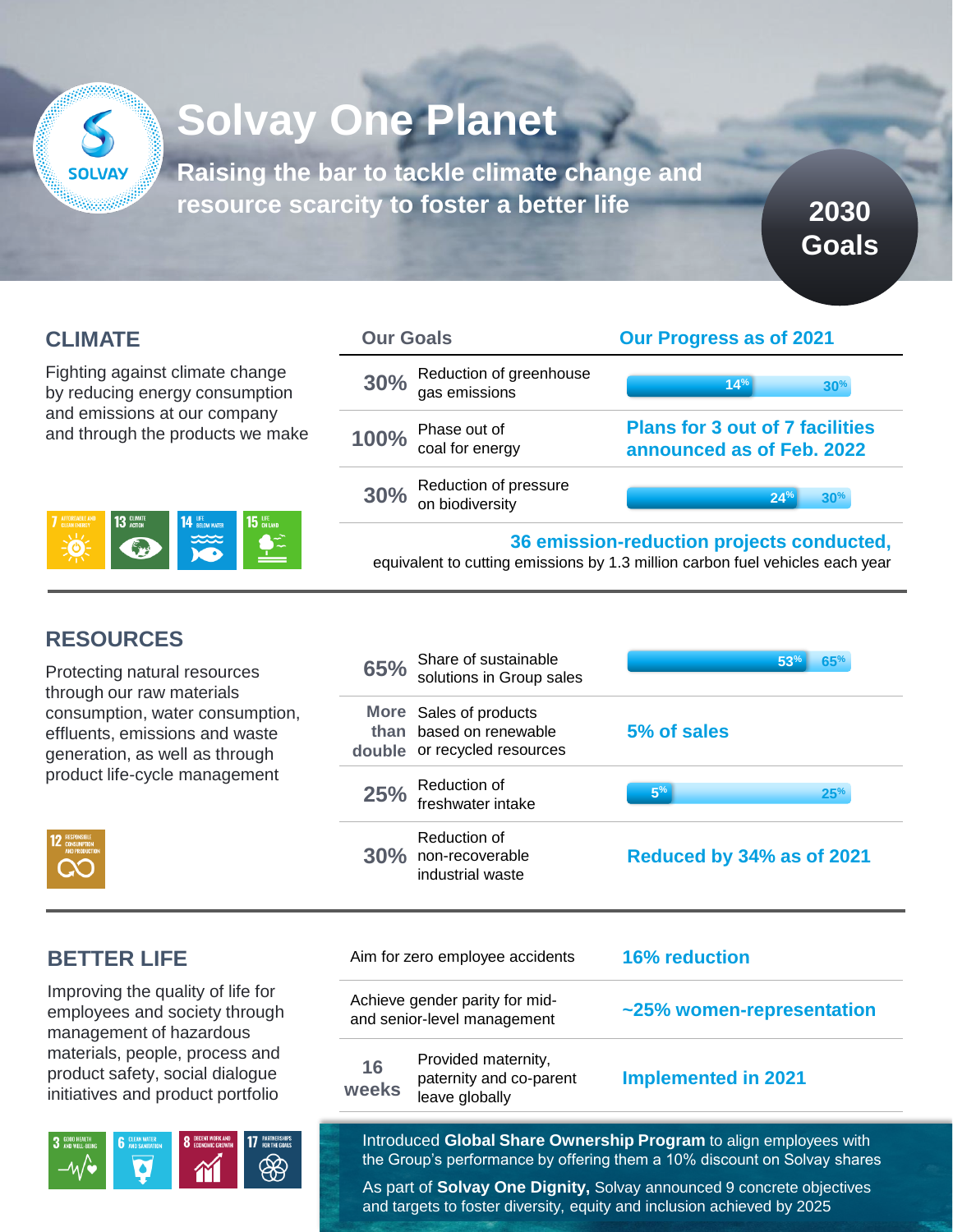# Solvay One Planet

**Raising the bar to tackle climate change and resource scarcity to foster a better life**

**2030 Goals**

## CLIMATE

Fighting against climate change by reducing energy consumption and emissions at our company and through the products we make

| Our Goals | | Our Progress as of 2021 |
|---|---|---|
| 30% | Reduction of greenhouse gas emissions | 14% / 30% |
| 100% | Phase out of coal for energy | Plans for 3 out of 7 facilities announced as of Feb. 2022 |
| 30% | Reduction of pressure on biodiversity | 24% / 30% |

**36 emission-reduction projects conducted,** equivalent to cutting emissions by 1.3 million carbon fuel vehicles each year

## RESOURCES

Protecting natural resources through our raw materials consumption, water consumption, effluents, emissions and waste generation, as well as through product life-cycle management

| Our Goals | | Our Progress as of 2021 |
|---|---|---|
| 65% | Share of sustainable solutions in Group sales | 53% / 65% |
| More than double | Sales of products based on renewable or recycled resources | 5% of sales |
| 25% | Reduction of freshwater intake | 5% / 25% |
| 30% | Reduction of non-recoverable industrial waste | Reduced by 34% as of 2021 |

## BETTER LIFE

Improving the quality of life for employees and society through management of hazardous materials, people, process and product safety, social dialogue initiatives and product portfolio

| Our Goals | | Our Progress as of 2021 |
|---|---|---|
| | Aim for zero employee accidents | 16% reduction |
| | Achieve gender parity for mid- and senior-level management | ~25% women-representation |
| 16 weeks | Provided maternity, paternity and co-parent leave globally | Implemented in 2021 |

Introduced **Global Share Ownership Program** to align employees with the Group's performance by offering them a 10% discount on Solvay shares

As part of **Solvay One Dignity,** Solvay announced 9 concrete objectives and targets to foster diversity, equity and inclusion achieved by 2025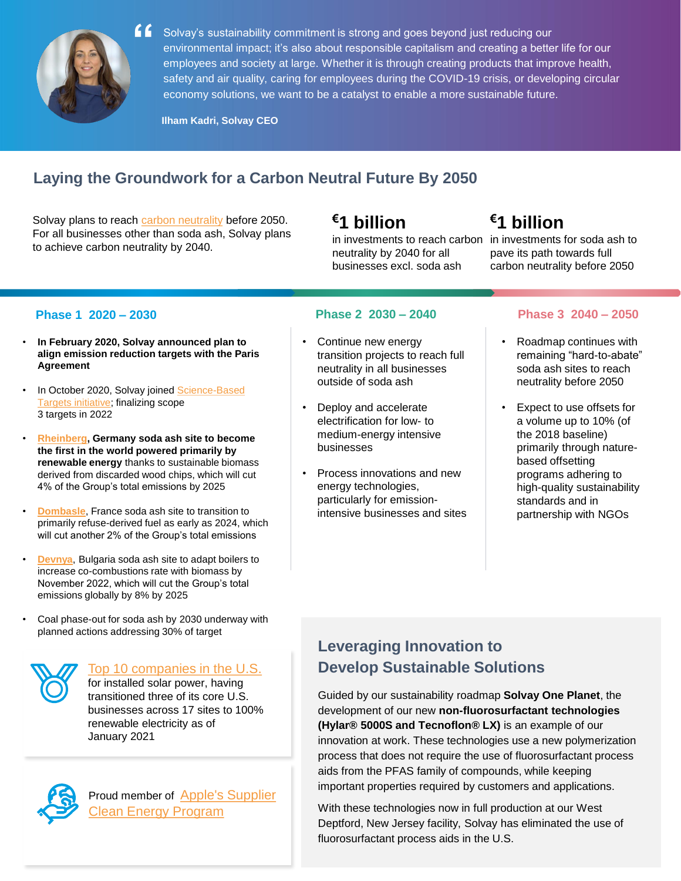> Solvay's sustainability commitment is strong and goes beyond just reducing our environmental impact; it's also about responsible capitalism and creating a better life for our employees and society at large. Whether it is through creating products that improve health, safety and air quality, caring for employees during the COVID-19 crisis, or developing circular economy solutions, we want to be a catalyst to enable a more sustainable future.
>
> **Ilham Kadri, Solvay CEO**

## Laying the Groundwork for a Carbon Neutral Future By 2050

Solvay plans to reach carbon neutrality before 2050. For all businesses other than soda ash, Solvay plans to achieve carbon neutrality by 2040.

**€1 billion**
in investments to reach carbon neutrality by 2040 for all businesses excl. soda ash

**€1 billion**
in investments for soda ash to pave its path towards full carbon neutrality before 2050

### Phase 1 2020 – 2030

- **In February 2020, Solvay announced plan to align emission reduction targets with the Paris Agreement**
- In October 2020, Solvay joined Science-Based Targets initiative; finalizing scope 3 targets in 2022
- **Rheinberg, Germany soda ash site to become the first in the world powered primarily by renewable energy** thanks to sustainable biomass derived from discarded wood chips, which will cut 4% of the Group's total emissions by 2025
- **Dombasle**, France soda ash site to transition to primarily refuse-derived fuel as early as 2024, which will cut another 2% of the Group's total emissions
- **Devnya**, Bulgaria soda ash site to adapt boilers to increase co-combustions rate with biomass by November 2022, which will cut the Group's total emissions globally by 8% by 2025
- Coal phase-out for soda ash by 2030 underway with planned actions addressing 30% of target

### Phase 2 2030 – 2040

- Continue new energy transition projects to reach full neutrality in all businesses outside of soda ash
- Deploy and accelerate electrification for low- to medium-energy intensive businesses
- Process innovations and new energy technologies, particularly for emission-intensive businesses and sites

### Phase 3 2040 – 2050

- Roadmap continues with remaining "hard-to-abate" soda ash sites to reach neutrality before 2050
- Expect to use offsets for a volume up to 10% (of the 2018 baseline) primarily through nature-based offsetting programs adhering to high-quality sustainability standards and in partnership with NGOs

Top 10 companies in the U.S. for installed solar power, having transitioned three of its core U.S. businesses across 17 sites to 100% renewable electricity as of January 2021

Proud member of Apple's Supplier Clean Energy Program

## Leveraging Innovation to Develop Sustainable Solutions

Guided by our sustainability roadmap **Solvay One Planet**, the development of our new **non-fluorosurfactant technologies (Hylar® 5000S and Tecnoflon® LX)** is an example of our innovation at work. These technologies use a new polymerization process that does not require the use of fluorosurfactant process aids from the PFAS family of compounds, while keeping important properties required by customers and applications.

With these technologies now in full production at our West Deptford, New Jersey facility, Solvay has eliminated the use of fluorosurfactant process aids in the U.S.